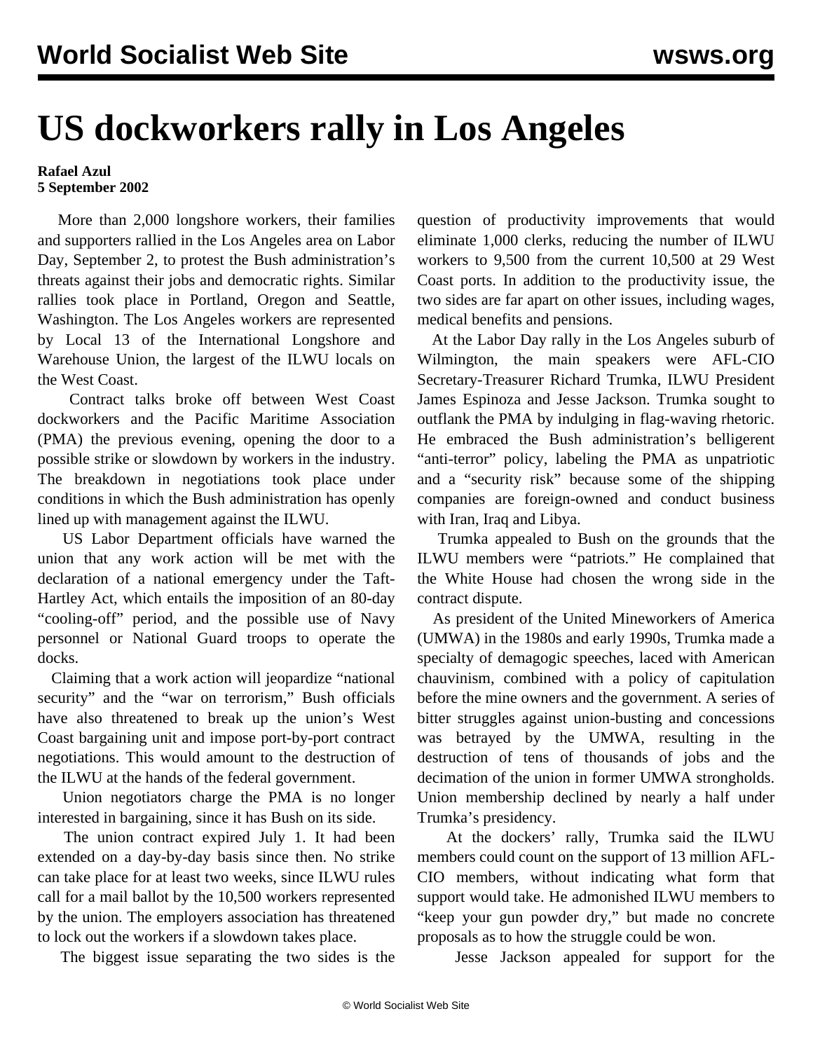# US dockworkers rally in Los Angeles

**Rafael Azul**
**5 September 2002**

More than 2,000 longshore workers, their families and supporters rallied in the Los Angeles area on Labor Day, September 2, to protest the Bush administration's threats against their jobs and democratic rights. Similar rallies took place in Portland, Oregon and Seattle, Washington. The Los Angeles workers are represented by Local 13 of the International Longshore and Warehouse Union, the largest of the ILWU locals on the West Coast.

Contract talks broke off between West Coast dockworkers and the Pacific Maritime Association (PMA) the previous evening, opening the door to a possible strike or slowdown by workers in the industry. The breakdown in negotiations took place under conditions in which the Bush administration has openly lined up with management against the ILWU.

US Labor Department officials have warned the union that any work action will be met with the declaration of a national emergency under the Taft-Hartley Act, which entails the imposition of an 80-day "cooling-off" period, and the possible use of Navy personnel or National Guard troops to operate the docks.

Claiming that a work action will jeopardize "national security" and the "war on terrorism," Bush officials have also threatened to break up the union's West Coast bargaining unit and impose port-by-port contract negotiations. This would amount to the destruction of the ILWU at the hands of the federal government.

Union negotiators charge the PMA is no longer interested in bargaining, since it has Bush on its side.

The union contract expired July 1. It had been extended on a day-by-day basis since then. No strike can take place for at least two weeks, since ILWU rules call for a mail ballot by the 10,500 workers represented by the union. The employers association has threatened to lock out the workers if a slowdown takes place.

The biggest issue separating the two sides is the question of productivity improvements that would eliminate 1,000 clerks, reducing the number of ILWU workers to 9,500 from the current 10,500 at 29 West Coast ports. In addition to the productivity issue, the two sides are far apart on other issues, including wages, medical benefits and pensions.

At the Labor Day rally in the Los Angeles suburb of Wilmington, the main speakers were AFL-CIO Secretary-Treasurer Richard Trumka, ILWU President James Espinoza and Jesse Jackson. Trumka sought to outflank the PMA by indulging in flag-waving rhetoric. He embraced the Bush administration's belligerent "anti-terror" policy, labeling the PMA as unpatriotic and a "security risk" because some of the shipping companies are foreign-owned and conduct business with Iran, Iraq and Libya.

Trumka appealed to Bush on the grounds that the ILWU members were "patriots." He complained that the White House had chosen the wrong side in the contract dispute.

As president of the United Mineworkers of America (UMWA) in the 1980s and early 1990s, Trumka made a specialty of demagogic speeches, laced with American chauvinism, combined with a policy of capitulation before the mine owners and the government. A series of bitter struggles against union-busting and concessions was betrayed by the UMWA, resulting in the destruction of tens of thousands of jobs and the decimation of the union in former UMWA strongholds. Union membership declined by nearly a half under Trumka's presidency.

At the dockers' rally, Trumka said the ILWU members could count on the support of 13 million AFL-CIO members, without indicating what form that support would take. He admonished ILWU members to "keep your gun powder dry," but made no concrete proposals as to how the struggle could be won.

Jesse Jackson appealed for support for the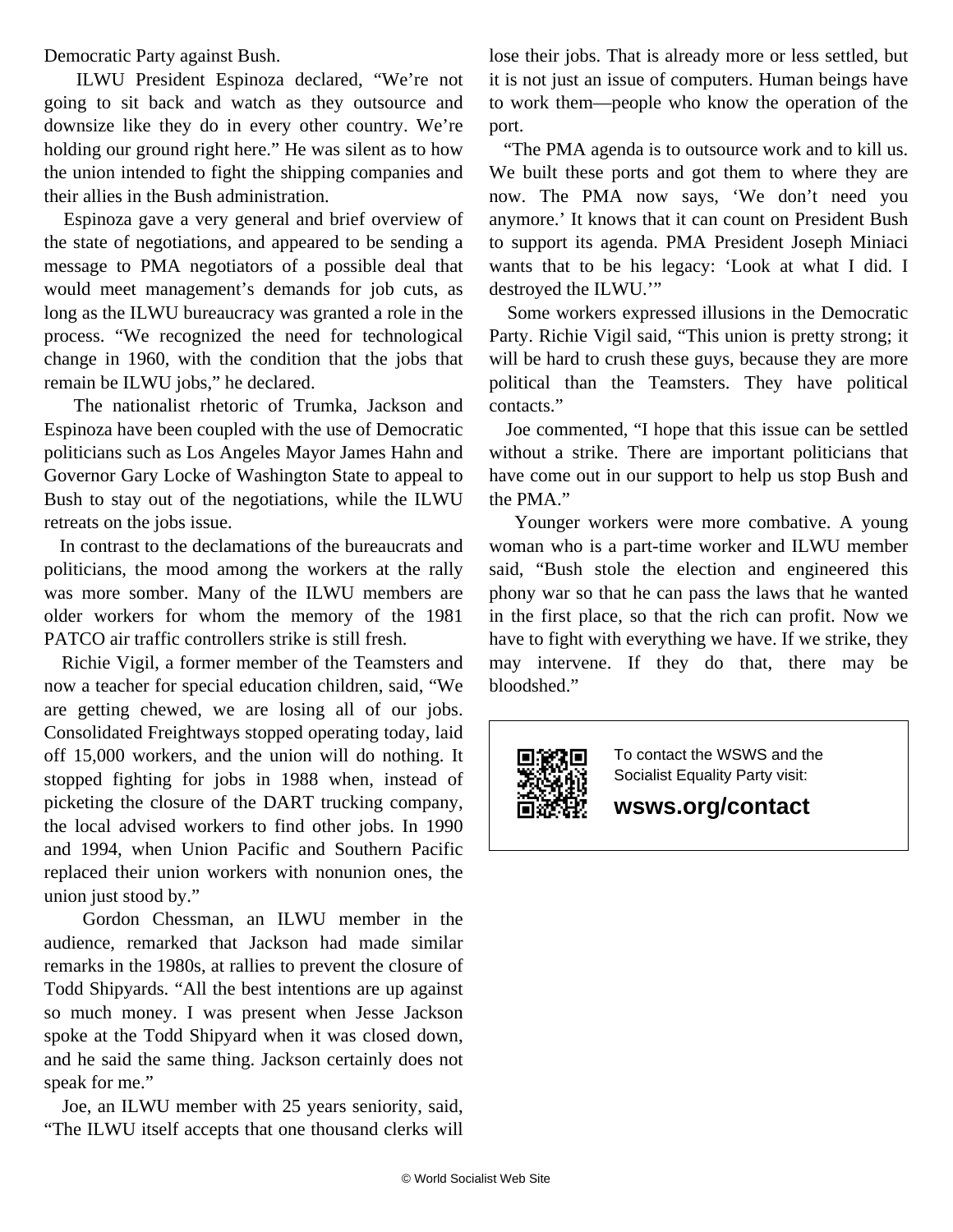Democratic Party against Bush.

ILWU President Espinoza declared, "We're not going to sit back and watch as they outsource and downsize like they do in every other country. We're holding our ground right here." He was silent as to how the union intended to fight the shipping companies and their allies in the Bush administration.

Espinoza gave a very general and brief overview of the state of negotiations, and appeared to be sending a message to PMA negotiators of a possible deal that would meet management's demands for job cuts, as long as the ILWU bureaucracy was granted a role in the process. "We recognized the need for technological change in 1960, with the condition that the jobs that remain be ILWU jobs," he declared.

The nationalist rhetoric of Trumka, Jackson and Espinoza have been coupled with the use of Democratic politicians such as Los Angeles Mayor James Hahn and Governor Gary Locke of Washington State to appeal to Bush to stay out of the negotiations, while the ILWU retreats on the jobs issue.

In contrast to the declamations of the bureaucrats and politicians, the mood among the workers at the rally was more somber. Many of the ILWU members are older workers for whom the memory of the 1981 PATCO air traffic controllers strike is still fresh.

Richie Vigil, a former member of the Teamsters and now a teacher for special education children, said, "We are getting chewed, we are losing all of our jobs. Consolidated Freightways stopped operating today, laid off 15,000 workers, and the union will do nothing. It stopped fighting for jobs in 1988 when, instead of picketing the closure of the DART trucking company, the local advised workers to find other jobs. In 1990 and 1994, when Union Pacific and Southern Pacific replaced their union workers with nonunion ones, the union just stood by."

Gordon Chessman, an ILWU member in the audience, remarked that Jackson had made similar remarks in the 1980s, at rallies to prevent the closure of Todd Shipyards. "All the best intentions are up against so much money. I was present when Jesse Jackson spoke at the Todd Shipyard when it was closed down, and he said the same thing. Jackson certainly does not speak for me."

Joe, an ILWU member with 25 years seniority, said, "The ILWU itself accepts that one thousand clerks will lose their jobs. That is already more or less settled, but it is not just an issue of computers. Human beings have to work them—people who know the operation of the port.

"The PMA agenda is to outsource work and to kill us. We built these ports and got them to where they are now. The PMA now says, 'We don't need you anymore.' It knows that it can count on President Bush to support its agenda. PMA President Joseph Miniaci wants that to be his legacy: 'Look at what I did. I destroyed the ILWU.'"

Some workers expressed illusions in the Democratic Party. Richie Vigil said, "This union is pretty strong; it will be hard to crush these guys, because they are more political than the Teamsters. They have political contacts."

Joe commented, "I hope that this issue can be settled without a strike. There are important politicians that have come out in our support to help us stop Bush and the PMA."

Younger workers were more combative. A young woman who is a part-time worker and ILWU member said, "Bush stole the election and engineered this phony war so that he can pass the laws that he wanted in the first place, so that the rich can profit. Now we have to fight with everything we have. If we strike, they may intervene. If they do that, there may be bloodshed."

To contact the WSWS and the Socialist Equality Party visit:

**wsws.org/contact**